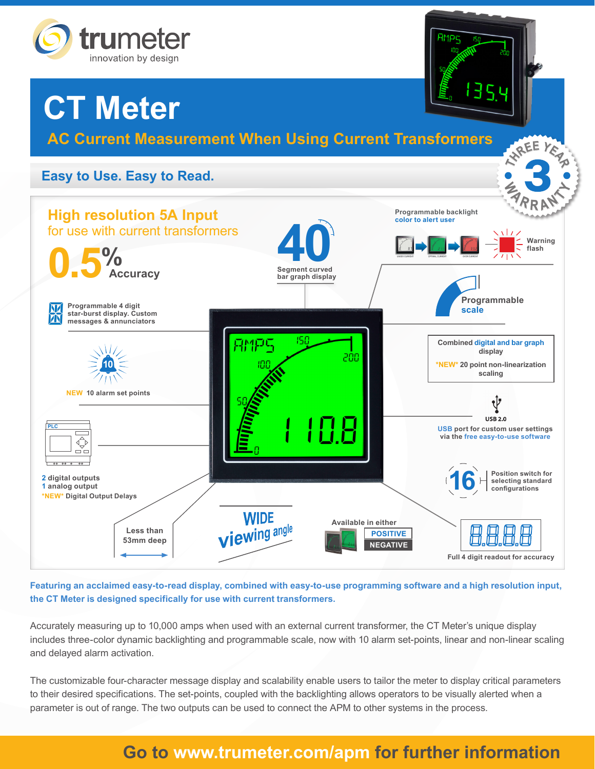trumeter
innovation by design

# CT Meter

## AC Current Measurement When Using Current Transformers

THREE YEAR 3 WARRANTY

### Easy to Use. Easy to Read.

**High resolution 5A Input**
for use with current transformers

**0.5%** Accuracy

**40** Segment curved bar graph display

Programmable backlight color to alert user

Warning flash

Programmable 4 digit star-burst display. Custom messages & annunciators

Programmable scale

Combined digital and bar graph display

*NEW* 20 point non-linearization scaling

NEW 10 alarm set points

USB 2.0

USB port for custom user settings via the free easy-to-use software

2 digital outputs
1 analog output
*NEW* Digital Output Delays

16 Position switch for selecting standard configurations

Less than 53mm deep

WIDE viewing angle

Available in either POSITIVE NEGATIVE

Full 4 digit readout for accuracy

**Featuring an acclaimed easy-to-read display, combined with easy-to-use programming software and a high resolution input, the CT Meter is designed specifically for use with current transformers.**

Accurately measuring up to 10,000 amps when used with an external current transformer, the CT Meter's unique display includes three-color dynamic backlighting and programmable scale, now with 10 alarm set-points, linear and non-linear scaling and delayed alarm activation.

The customizable four-character message display and scalability enable users to tailor the meter to display critical parameters to their desired specifications. The set-points, coupled with the backlighting allows operators to be visually alerted when a parameter is out of range. The two outputs can be used to connect the APM to other systems in the process.

**Go to www.trumeter.com/apm for further information**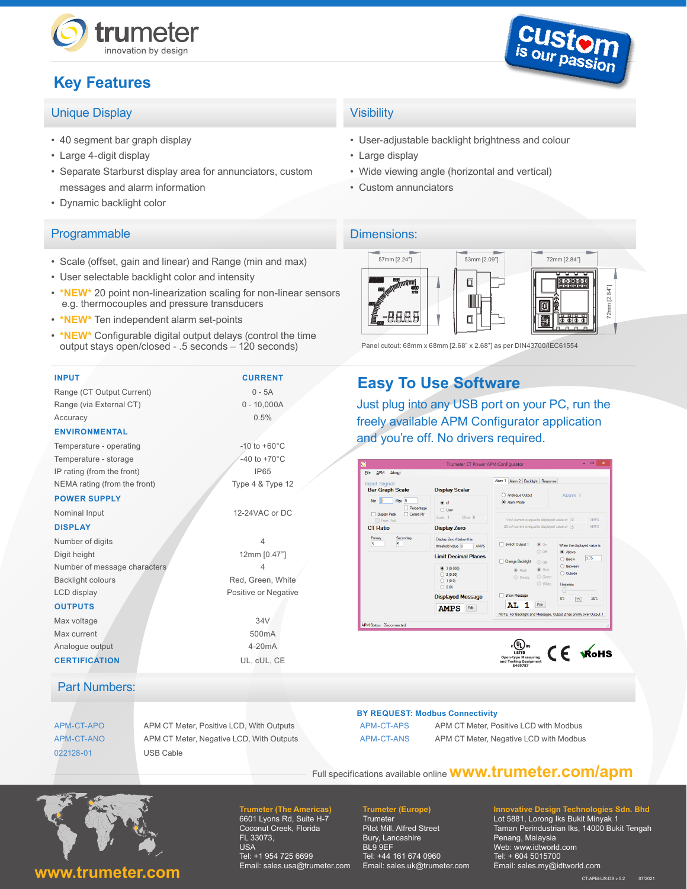# Key Features

## Unique Display

- 40 segment bar graph display
- Large 4-digit display
- Separate Starburst display area for annunciators, custom messages and alarm information
- Dynamic backlight color

## Visibility

- User-adjustable backlight brightness and colour
- Large display
- Wide viewing angle (horizontal and vertical)
- Custom annunciators

## Programmable

- Scale (offset, gain and linear) and Range (min and max)
- User selectable backlight color and intensity
- *NEW* 20 point non-linearization scaling for non-linear sensors e.g. thermocouples and pressure transducers
- *NEW* Ten independent alarm set-points
- *NEW* Configurable digital output delays (control the time output stays open/closed - .5 seconds – 120 seconds)

## Dimensions:

57mm [2.24"]

53mm [2.09"]

72mm [2.84"]

72mm [2.84"]

Panel cutout: 68mm x 68mm [2.68" x 2.68"] as per DIN43700/IEC61554

| INPUT | CURRENT |
|---|---|
| Range (CT Output Current) | 0 - 5A |
| Range (via External CT) | 0 - 10,000A |
| Accuracy | 0.5% |
| **ENVIRONMENTAL** | |
| Temperature - operating | -10 to +60°C |
| Temperature - storage | -40 to +70°C |
| IP rating (from the front) | IP65 |
| NEMA rating (from the front) | Type 4 & Type 12 |
| **POWER SUPPLY** | |
| Nominal Input | 12-24VAC or DC |
| **DISPLAY** | |
| Number of digits | 4 |
| Digit height | 12mm [0.47"] |
| Number of message characters | 4 |
| Backlight colours | Red, Green, White |
| LCD display | Positive or Negative |
| **OUTPUTS** | |
| Max voltage | 34V |
| Max current | 500mA |
| Analogue output | 4-20mA |
| **CERTIFICATION** | UL, cUL, CE |

## Easy To Use Software

Just plug into any USB port on your PC, run the freely available APM Configurator application and you're off. No drivers required.

LISTED Open-type Measuring and Testing Equipment E469787

## Part Numbers:

| | |
|---|---|
| APM-CT-APO | APM CT Meter, Positive LCD, With Outputs |
| APM-CT-ANO | APM CT Meter, Negative LCD, With Outputs |
| 022128-01 | USB Cable |

**BY REQUEST: Modbus Connectivity**

| | |
|---|---|
| APM-CT-APS | APM CT Meter, Positive LCD with Modbus |
| APM-CT-ANS | APM CT Meter, Negative LCD with Modbus |

Full specifications available online **www.trumeter.com/apm**

**Trumeter (The Americas)**
6601 Lyons Rd, Suite H-7
Coconut Creek, Florida
FL 33073,
USA
Tel: +1 954 725 6699
Email: sales.usa@trumeter.com

**Trumeter (Europe)**
Trumeter
Pilot Mill, Alfred Street
Bury, Lancashire
BL9 9EF
Tel: +44 161 674 0960
Email: sales.uk@trumeter.com

**Innovative Design Technologies Sdn. Bhd**
Lot 5881, Lorong Iks Bukit Minyak 1
Taman Perindustrian Iks, 14000 Bukit Tengah
Penang, Malaysia
Web: www.idtworld.com
Tel: + 604 5015700
Email: sales.my@idtworld.com

**www.trumeter.com**

CT-APM-US-DS.v.5.2 07/2021